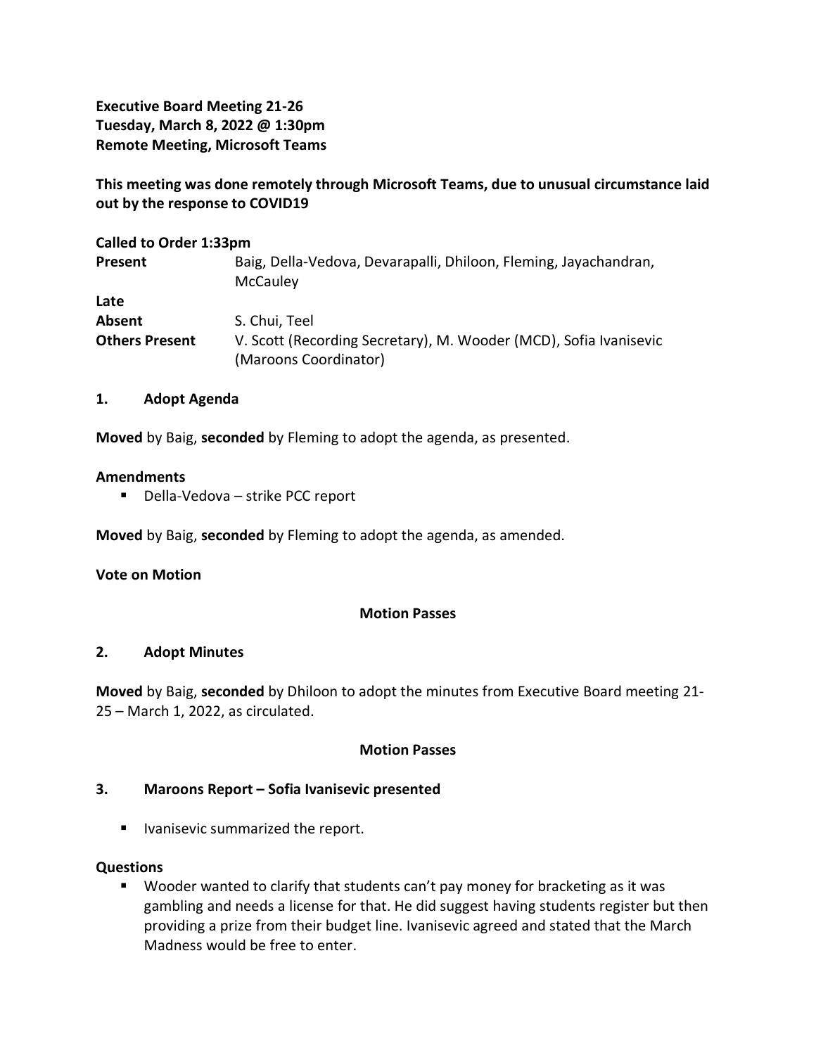**Executive Board Meeting 21-26**
**Tuesday, March 8, 2022 @ 1:30pm**
**Remote Meeting, Microsoft Teams**

**This meeting was done remotely through Microsoft Teams, due to unusual circumstance laid out by the response to COVID19**

**Called to Order 1:33pm**

| | |
|---|---|
| **Present** | Baig, Della-Vedova, Devarapalli, Dhiloon, Fleming, Jayachandran, McCauley |
| **Late** | |
| **Absent** | S. Chui, Teel |
| **Others Present** | V. Scott (Recording Secretary), M. Wooder (MCD), Sofia Ivanisevic (Maroons Coordinator) |

## 1. Adopt Agenda

**Moved** by Baig, **seconded** by Fleming to adopt the agenda, as presented.

**Amendments**

- Della-Vedova – strike PCC report

**Moved** by Baig, **seconded** by Fleming to adopt the agenda, as amended.

**Vote on Motion**

**Motion Passes**

## 2. Adopt Minutes

**Moved** by Baig, **seconded** by Dhiloon to adopt the minutes from Executive Board meeting 21-25 – March 1, 2022, as circulated.

**Motion Passes**

## 3. Maroons Report – Sofia Ivanisevic presented

- Ivanisevic summarized the report.

**Questions**

- Wooder wanted to clarify that students can't pay money for bracketing as it was gambling and needs a license for that. He did suggest having students register but then providing a prize from their budget line. Ivanisevic agreed and stated that the March Madness would be free to enter.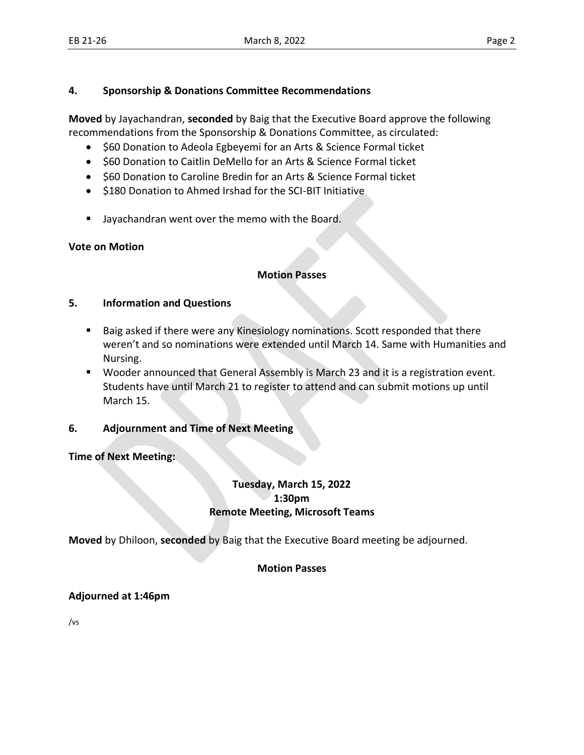## 4. Sponsorship & Donations Committee Recommendations

**Moved** by Jayachandran, **seconded** by Baig that the Executive Board approve the following recommendations from the Sponsorship & Donations Committee, as circulated:

- $60 Donation to Adeola Egbeyemi for an Arts & Science Formal ticket
- $60 Donation to Caitlin DeMello for an Arts & Science Formal ticket
- $60 Donation to Caroline Bredin for an Arts & Science Formal ticket
- $180 Donation to Ahmed Irshad for the SCI-BIT Initiative

- Jayachandran went over the memo with the Board.

**Vote on Motion**

**Motion Passes**

## 5. Information and Questions

- Baig asked if there were any Kinesiology nominations. Scott responded that there weren't and so nominations were extended until March 14. Same with Humanities and Nursing.
- Wooder announced that General Assembly is March 23 and it is a registration event. Students have until March 21 to register to attend and can submit motions up until March 15.

## 6. Adjournment and Time of Next Meeting

**Time of Next Meeting:**

**Tuesday, March 15, 2022**
**1:30pm**
**Remote Meeting, Microsoft Teams**

**Moved** by Dhiloon, **seconded** by Baig that the Executive Board meeting be adjourned.

**Motion Passes**

**Adjourned at 1:46pm**

/vs